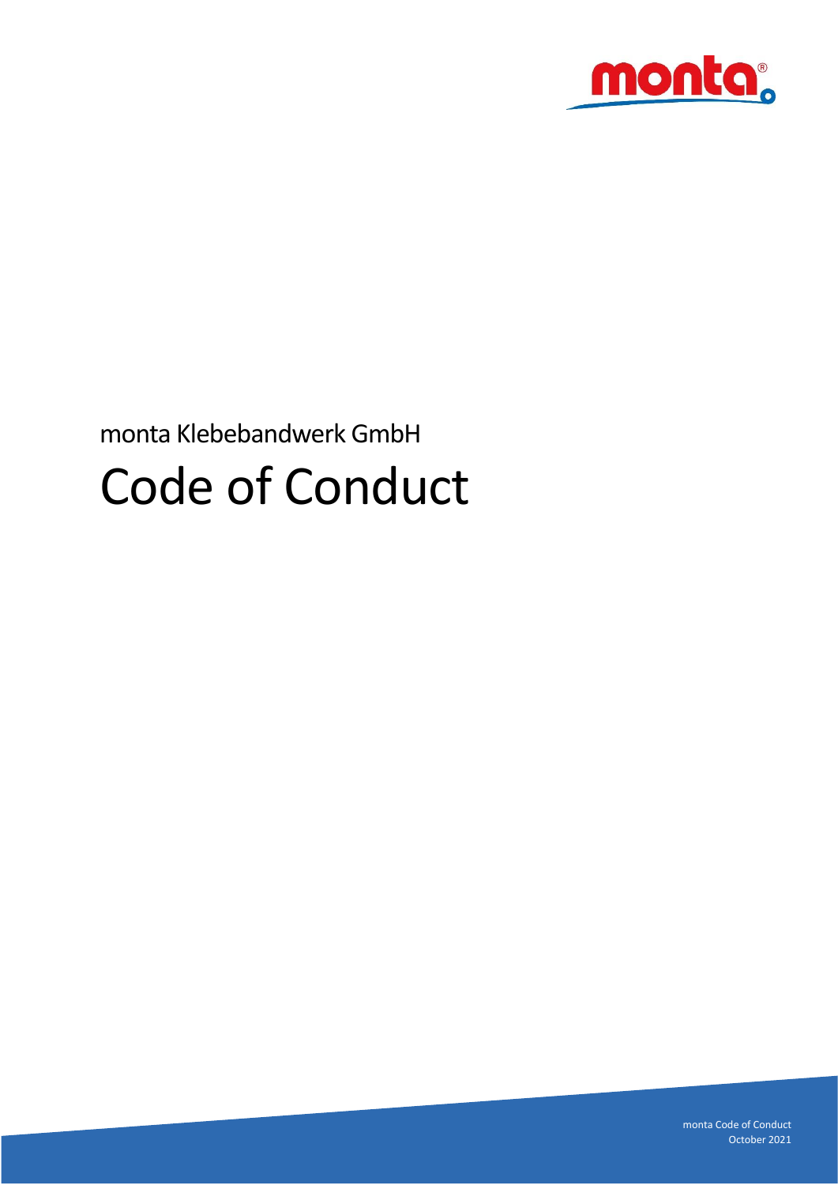monta Klebebandwerk GmbH

# Code of Conduct

monta Code of Conduct
October 2021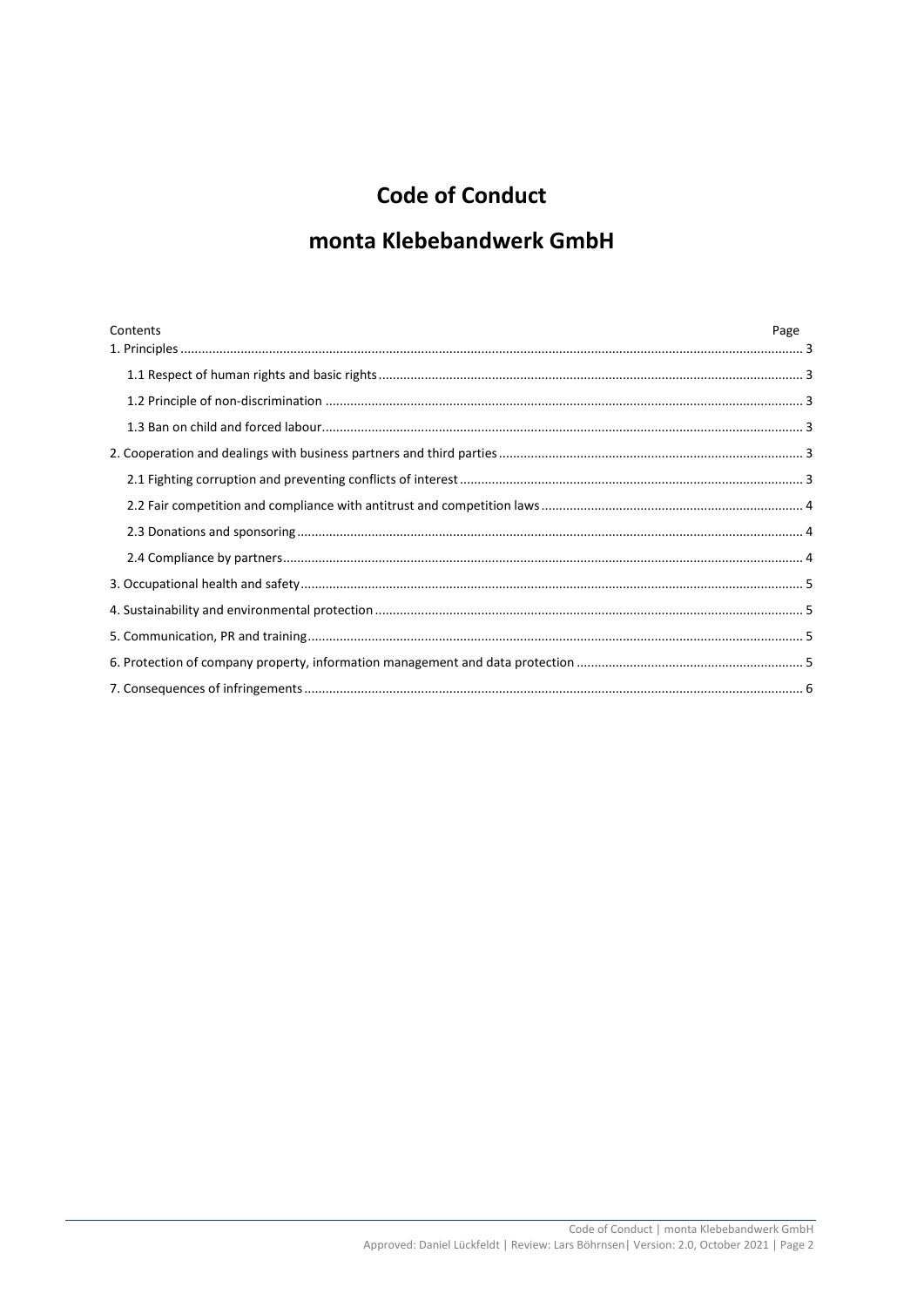# Code of Conduct

# monta Klebebandwerk GmbH

| Contents | Page |
|---|---|
| 1. Principles | 3 |
| 1.1 Respect of human rights and basic rights | 3 |
| 1.2 Principle of non-discrimination | 3 |
| 1.3 Ban on child and forced labour | 3 |
| 2. Cooperation and dealings with business partners and third parties | 3 |
| 2.1 Fighting corruption and preventing conflicts of interest | 3 |
| 2.2 Fair competition and compliance with antitrust and competition laws | 4 |
| 2.3 Donations and sponsoring | 4 |
| 2.4 Compliance by partners | 4 |
| 3. Occupational health and safety | 5 |
| 4. Sustainability and environmental protection | 5 |
| 5. Communication, PR and training | 5 |
| 6. Protection of company property, information management and data protection | 5 |
| 7. Consequences of infringements | 6 |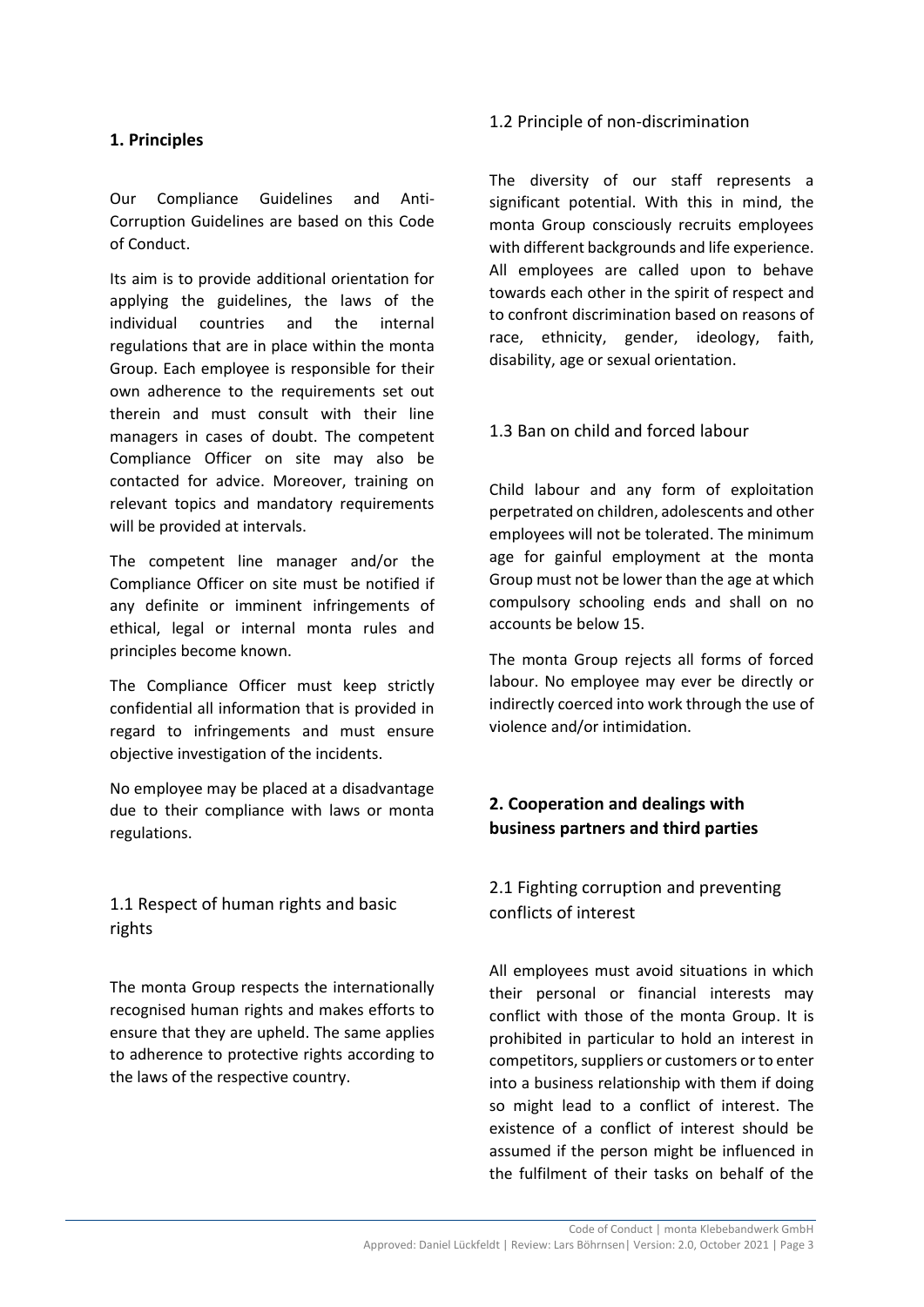## 1. Principles

Our Compliance Guidelines and Anti-Corruption Guidelines are based on this Code of Conduct.

Its aim is to provide additional orientation for applying the guidelines, the laws of the individual countries and the internal regulations that are in place within the monta Group. Each employee is responsible for their own adherence to the requirements set out therein and must consult with their line managers in cases of doubt. The competent Compliance Officer on site may also be contacted for advice. Moreover, training on relevant topics and mandatory requirements will be provided at intervals.

The competent line manager and/or the Compliance Officer on site must be notified if any definite or imminent infringements of ethical, legal or internal monta rules and principles become known.

The Compliance Officer must keep strictly confidential all information that is provided in regard to infringements and must ensure objective investigation of the incidents.

No employee may be placed at a disadvantage due to their compliance with laws or monta regulations.

### 1.1 Respect of human rights and basic rights

The monta Group respects the internationally recognised human rights and makes efforts to ensure that they are upheld. The same applies to adherence to protective rights according to the laws of the respective country.

### 1.2 Principle of non-discrimination

The diversity of our staff represents a significant potential. With this in mind, the monta Group consciously recruits employees with different backgrounds and life experience. All employees are called upon to behave towards each other in the spirit of respect and to confront discrimination based on reasons of race, ethnicity, gender, ideology, faith, disability, age or sexual orientation.

### 1.3 Ban on child and forced labour

Child labour and any form of exploitation perpetrated on children, adolescents and other employees will not be tolerated. The minimum age for gainful employment at the monta Group must not be lower than the age at which compulsory schooling ends and shall on no accounts be below 15.

The monta Group rejects all forms of forced labour. No employee may ever be directly or indirectly coerced into work through the use of violence and/or intimidation.

## 2. Cooperation and dealings with business partners and third parties

### 2.1 Fighting corruption and preventing conflicts of interest

All employees must avoid situations in which their personal or financial interests may conflict with those of the monta Group. It is prohibited in particular to hold an interest in competitors, suppliers or customers or to enter into a business relationship with them if doing so might lead to a conflict of interest. The existence of a conflict of interest should be assumed if the person might be influenced in the fulfilment of their tasks on behalf of the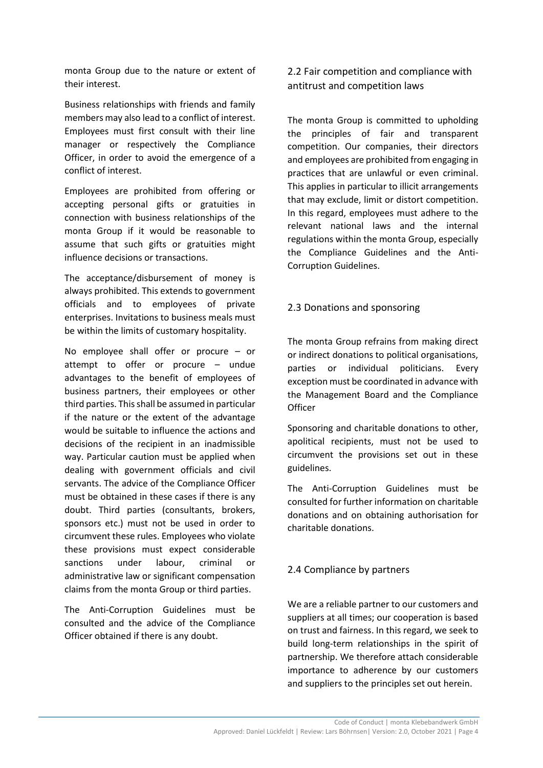monta Group due to the nature or extent of their interest.

Business relationships with friends and family members may also lead to a conflict of interest. Employees must first consult with their line manager or respectively the Compliance Officer, in order to avoid the emergence of a conflict of interest.

Employees are prohibited from offering or accepting personal gifts or gratuities in connection with business relationships of the monta Group if it would be reasonable to assume that such gifts or gratuities might influence decisions or transactions.

The acceptance/disbursement of money is always prohibited. This extends to government officials and to employees of private enterprises. Invitations to business meals must be within the limits of customary hospitality.

No employee shall offer or procure – or attempt to offer or procure – undue advantages to the benefit of employees of business partners, their employees or other third parties. This shall be assumed in particular if the nature or the extent of the advantage would be suitable to influence the actions and decisions of the recipient in an inadmissible way. Particular caution must be applied when dealing with government officials and civil servants. The advice of the Compliance Officer must be obtained in these cases if there is any doubt. Third parties (consultants, brokers, sponsors etc.) must not be used in order to circumvent these rules. Employees who violate these provisions must expect considerable sanctions under labour, criminal or administrative law or significant compensation claims from the monta Group or third parties.

The Anti-Corruption Guidelines must be consulted and the advice of the Compliance Officer obtained if there is any doubt.

## 2.2 Fair competition and compliance with antitrust and competition laws

The monta Group is committed to upholding the principles of fair and transparent competition. Our companies, their directors and employees are prohibited from engaging in practices that are unlawful or even criminal. This applies in particular to illicit arrangements that may exclude, limit or distort competition. In this regard, employees must adhere to the relevant national laws and the internal regulations within the monta Group, especially the Compliance Guidelines and the Anti-Corruption Guidelines.

## 2.3 Donations and sponsoring

The monta Group refrains from making direct or indirect donations to political organisations, parties or individual politicians. Every exception must be coordinated in advance with the Management Board and the Compliance Officer

Sponsoring and charitable donations to other, apolitical recipients, must not be used to circumvent the provisions set out in these guidelines.

The Anti-Corruption Guidelines must be consulted for further information on charitable donations and on obtaining authorisation for charitable donations.

## 2.4 Compliance by partners

We are a reliable partner to our customers and suppliers at all times; our cooperation is based on trust and fairness. In this regard, we seek to build long-term relationships in the spirit of partnership. We therefore attach considerable importance to adherence by our customers and suppliers to the principles set out herein.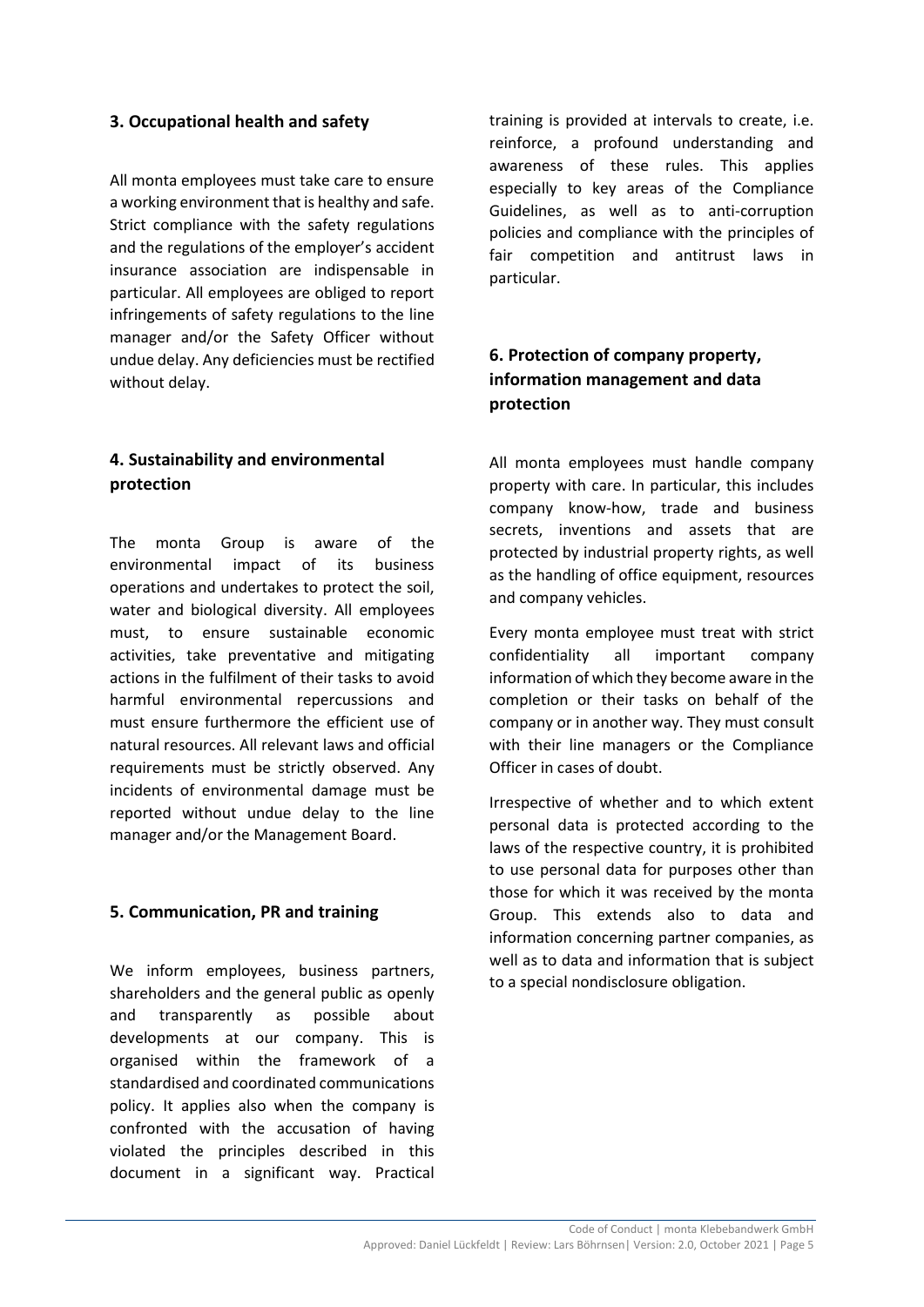## 3. Occupational health and safety

All monta employees must take care to ensure a working environment that is healthy and safe. Strict compliance with the safety regulations and the regulations of the employer's accident insurance association are indispensable in particular. All employees are obliged to report infringements of safety regulations to the line manager and/or the Safety Officer without undue delay. Any deficiencies must be rectified without delay.

## 4. Sustainability and environmental protection

The monta Group is aware of the environmental impact of its business operations and undertakes to protect the soil, water and biological diversity. All employees must, to ensure sustainable economic activities, take preventative and mitigating actions in the fulfilment of their tasks to avoid harmful environmental repercussions and must ensure furthermore the efficient use of natural resources. All relevant laws and official requirements must be strictly observed. Any incidents of environmental damage must be reported without undue delay to the line manager and/or the Management Board.

## 5. Communication, PR and training

We inform employees, business partners, shareholders and the general public as openly and transparently as possible about developments at our company. This is organised within the framework of a standardised and coordinated communications policy. It applies also when the company is confronted with the accusation of having violated the principles described in this document in a significant way. Practical training is provided at intervals to create, i.e. reinforce, a profound understanding and awareness of these rules. This applies especially to key areas of the Compliance Guidelines, as well as to anti-corruption policies and compliance with the principles of fair competition and antitrust laws in particular.

## 6. Protection of company property, information management and data protection

All monta employees must handle company property with care. In particular, this includes company know-how, trade and business secrets, inventions and assets that are protected by industrial property rights, as well as the handling of office equipment, resources and company vehicles.

Every monta employee must treat with strict confidentiality all important company information of which they become aware in the completion or their tasks on behalf of the company or in another way. They must consult with their line managers or the Compliance Officer in cases of doubt.

Irrespective of whether and to which extent personal data is protected according to the laws of the respective country, it is prohibited to use personal data for purposes other than those for which it was received by the monta Group. This extends also to data and information concerning partner companies, as well as to data and information that is subject to a special nondisclosure obligation.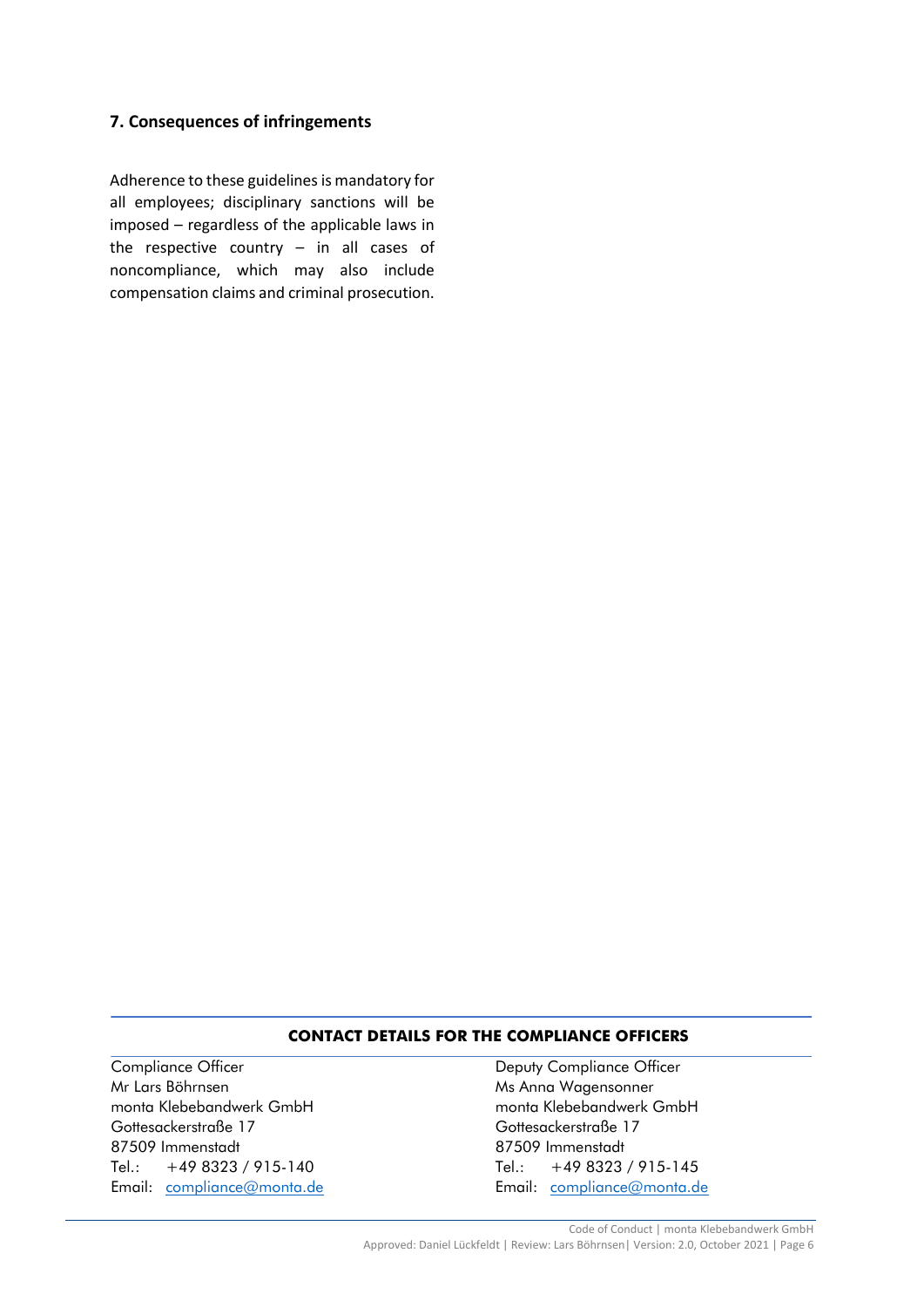## 7. Consequences of infringements

Adherence to these guidelines is mandatory for all employees; disciplinary sanctions will be imposed – regardless of the applicable laws in the respective country – in all cases of noncompliance, which may also include compensation claims and criminal prosecution.

**CONTACT DETAILS FOR THE COMPLIANCE OFFICERS**

Compliance Officer
Mr Lars Böhrnsen
monta Klebebandwerk GmbH
Gottesackerstraße 17
87509 Immenstadt
Tel.: +49 8323 / 915-140
Email: compliance@monta.de

Deputy Compliance Officer
Ms Anna Wagensonner
monta Klebebandwerk GmbH
Gottesackerstraße 17
87509 Immenstadt
Tel.: +49 8323 / 915-145
Email: compliance@monta.de